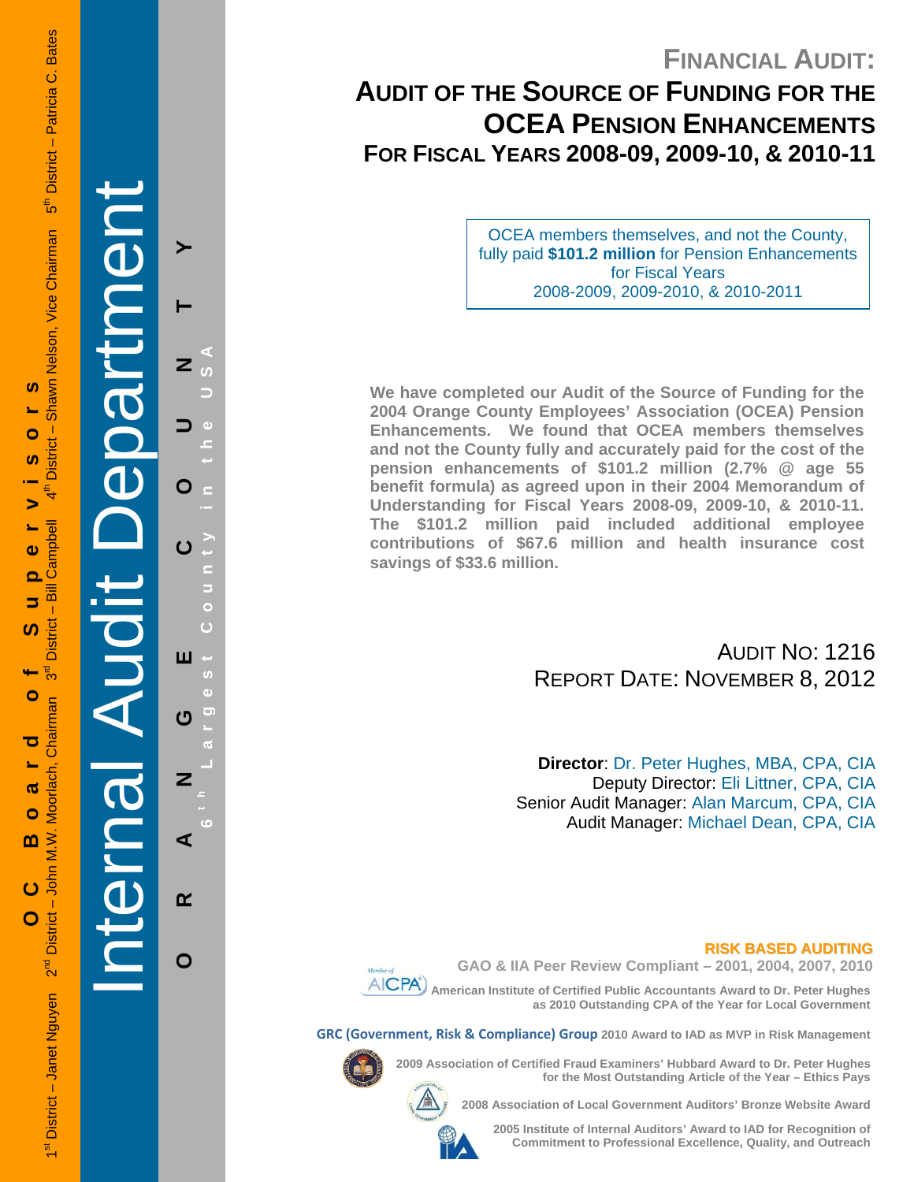OC Board of Supervisors

1st District – Janet Nguyen 2nd District – John M.W. Moorlach, Chairman 3rd District – Bill Campbell 4th District – Shawn Nelson, Vice Chairman 5th District – Patricia C. Bates

Internal Audit Department

ORANGE COUNTY

6th Largest County in the USA

# FINANCIAL AUDIT: AUDIT OF THE SOURCE OF FUNDING FOR THE OCEA PENSION ENHANCEMENTS FOR FISCAL YEARS 2008-09, 2009-10, & 2010-11

OCEA members themselves, and not the County, fully paid **$101.2 million** for Pension Enhancements for Fiscal Years 2008-2009, 2009-2010, & 2010-2011

**We have completed our Audit of the Source of Funding for the 2004 Orange County Employees' Association (OCEA) Pension Enhancements. We found that OCEA members themselves and not the County fully and accurately paid for the cost of the pension enhancements of $101.2 million (2.7% @ age 55 benefit formula) as agreed upon in their 2004 Memorandum of Understanding for Fiscal Years 2008-09, 2009-10, & 2010-11. The $101.2 million paid included additional employee contributions of $67.6 million and health insurance cost savings of $33.6 million.**

AUDIT NO: 1216

REPORT DATE: NOVEMBER 8, 2012

**Director**: Dr. Peter Hughes, MBA, CPA, CIA

Deputy Director: Eli Littner, CPA, CIA

Senior Audit Manager: Alan Marcum, CPA, CIA

Audit Manager: Michael Dean, CPA, CIA

**RISK BASED AUDITING**

GAO & IIA Peer Review Compliant – 2001, 2004, 2007, 2010

Member of AICPA

American Institute of Certified Public Accountants Award to Dr. Peter Hughes as 2010 Outstanding CPA of the Year for Local Government

GRC (Government, Risk & Compliance) Group 2010 Award to IAD as MVP in Risk Management

2009 Association of Certified Fraud Examiners' Hubbard Award to Dr. Peter Hughes for the Most Outstanding Article of the Year – Ethics Pays

2008 Association of Local Government Auditors' Bronze Website Award

2005 Institute of Internal Auditors' Award to IAD for Recognition of Commitment to Professional Excellence, Quality, and Outreach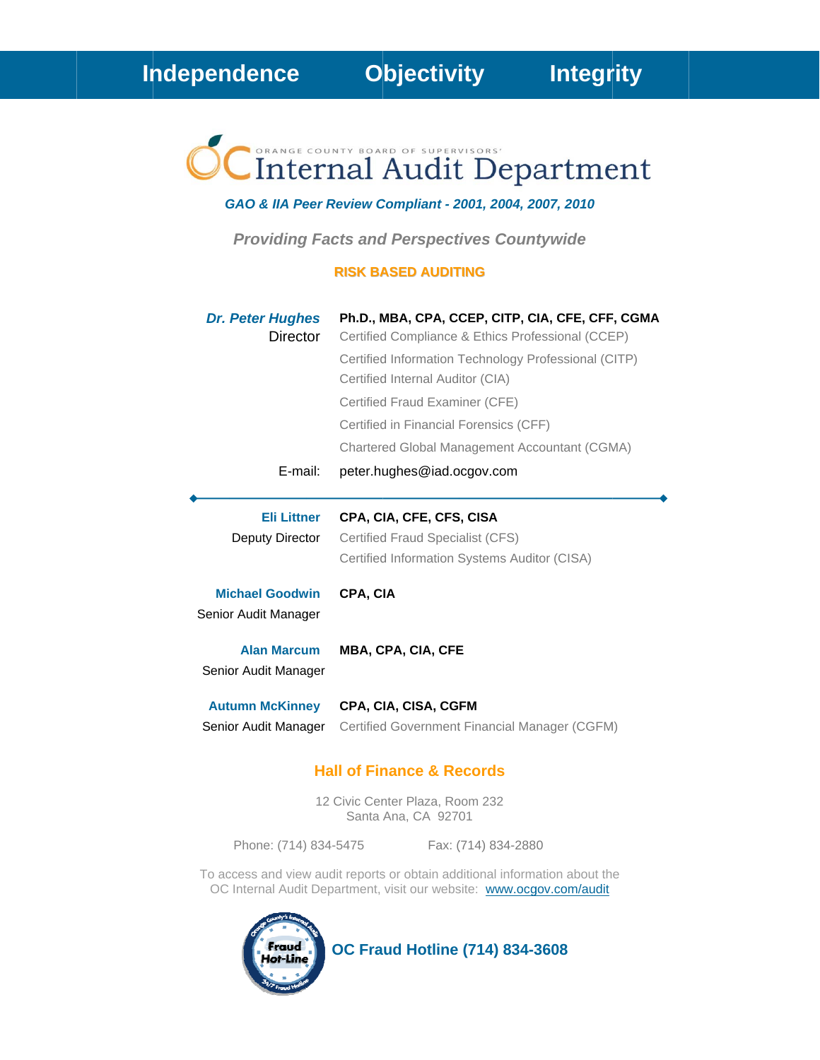**Independence Objectivity Integrity**

ORANGE COUNTY BOARD OF SUPERVISORS'

# Internal Audit Department

***GAO & IIA Peer Review Compliant - 2001, 2004, 2007, 2010***

***Providing Facts and Perspectives Countywide***

**RISK BASED AUDITING**

***Dr. Peter Hughes*** **Ph.D., MBA, CPA, CCEP, CITP, CIA, CFE, CFF, CGMA**
Director
Certified Compliance & Ethics Professional (CCEP)
Certified Information Technology Professional (CITP)
Certified Internal Auditor (CIA)
Certified Fraud Examiner (CFE)
Certified in Financial Forensics (CFF)
Chartered Global Management Accountant (CGMA)

E-mail: peter.hughes@iad.ocgov.com

---

**Eli Littner** **CPA, CIA, CFE, CFS, CISA**
Deputy Director
Certified Fraud Specialist (CFS)
Certified Information Systems Auditor (CISA)

**Michael Goodwin** **CPA, CIA**
Senior Audit Manager

**Alan Marcum** **MBA, CPA, CIA, CFE**
Senior Audit Manager

**Autumn McKinney** **CPA, CIA, CISA, CGFM**
Senior Audit Manager
Certified Government Financial Manager (CGFM)

## Hall of Finance & Records

12 Civic Center Plaza, Room 232
Santa Ana, CA 92701

Phone: (714) 834-5475 Fax: (714) 834-2880

To access and view audit reports or obtain additional information about the OC Internal Audit Department, visit our website: www.ocgov.com/audit

**OC Fraud Hotline (714) 834-3608**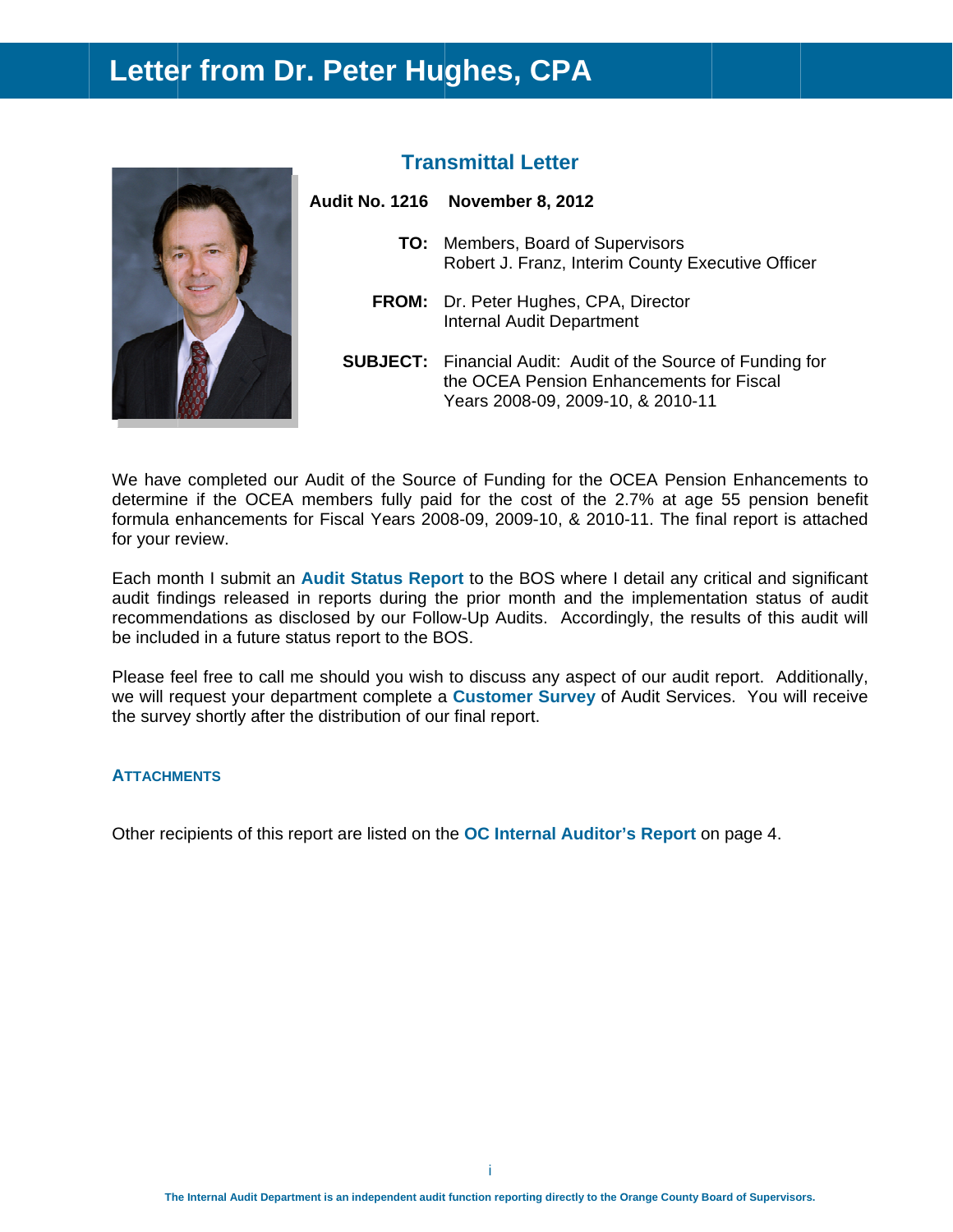# Letter from Dr. Peter Hughes, CPA

## Transmittal Letter

**Audit No. 1216 November 8, 2012**

**TO:** Members, Board of Supervisors
Robert J. Franz, Interim County Executive Officer

**FROM:** Dr. Peter Hughes, CPA, Director
Internal Audit Department

**SUBJECT:** Financial Audit: Audit of the Source of Funding for the OCEA Pension Enhancements for Fiscal Years 2008-09, 2009-10, & 2010-11

We have completed our Audit of the Source of Funding for the OCEA Pension Enhancements to determine if the OCEA members fully paid for the cost of the 2.7% at age 55 pension benefit formula enhancements for Fiscal Years 2008-09, 2009-10, & 2010-11. The final report is attached for your review.

Each month I submit an **Audit Status Report** to the BOS where I detail any critical and significant audit findings released in reports during the prior month and the implementation status of audit recommendations as disclosed by our Follow-Up Audits. Accordingly, the results of this audit will be included in a future status report to the BOS.

Please feel free to call me should you wish to discuss any aspect of our audit report. Additionally, we will request your department complete a **Customer Survey** of Audit Services. You will receive the survey shortly after the distribution of our final report.

**ATTACHMENTS**

Other recipients of this report are listed on the **OC Internal Auditor's Report** on page 4.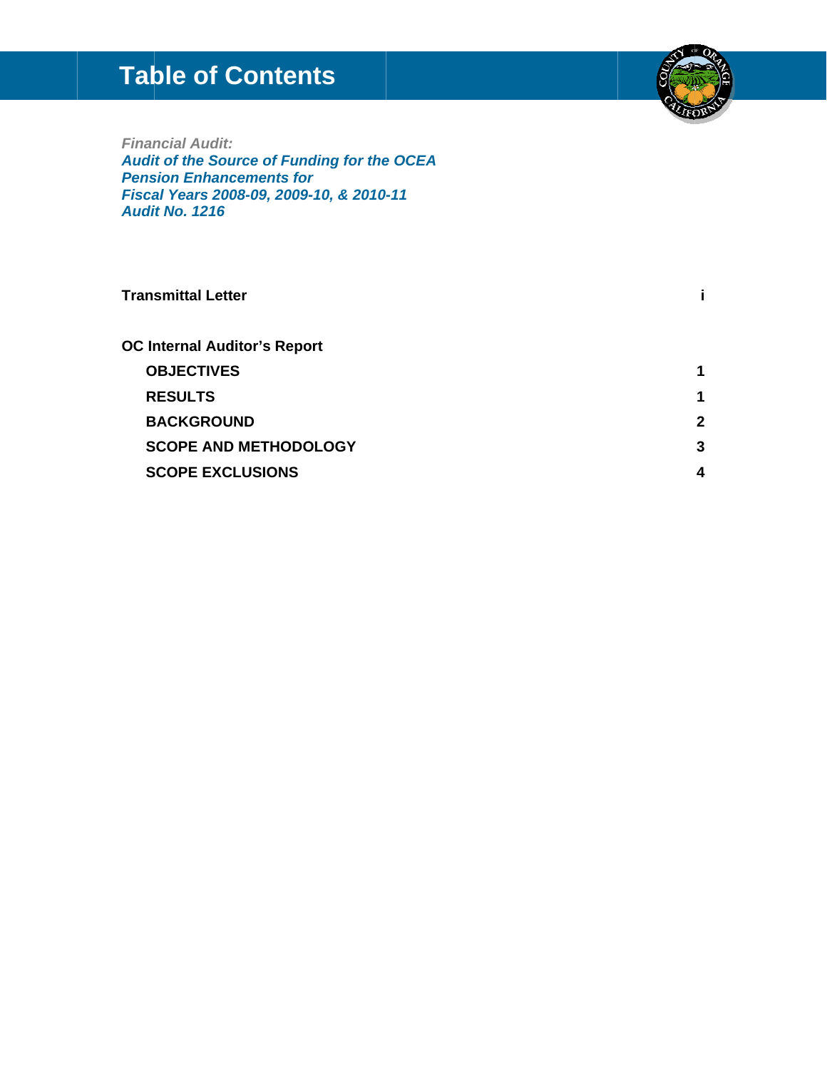# Table of Contents

*Financial Audit:*
***Audit of the Source of Funding for the OCEA Pension Enhancements for Fiscal Years 2008-09, 2009-10, & 2010-11 Audit No. 1216***

| | |
|---|---|
| **Transmittal Letter** | **i** |
| | |
| **OC Internal Auditor's Report** | |
| **OBJECTIVES** | **1** |
| **RESULTS** | **1** |
| **BACKGROUND** | **2** |
| **SCOPE AND METHODOLOGY** | **3** |
| **SCOPE EXCLUSIONS** | **4** |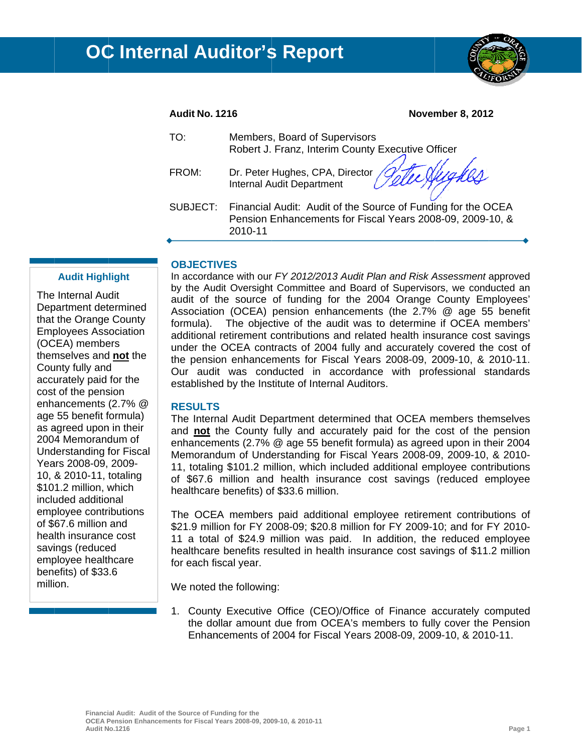# OC Internal Auditor's Report

**Audit No. 1216** **November 8, 2012**

TO: Members, Board of Supervisors
Robert J. Franz, Interim County Executive Officer

FROM: Dr. Peter Hughes, CPA, Director
Internal Audit Department

SUBJECT: Financial Audit: Audit of the Source of Funding for the OCEA Pension Enhancements for Fiscal Years 2008-09, 2009-10, & 2010-11

---

**Audit Highlight**

The Internal Audit Department determined that the Orange County Employees Association (OCEA) members themselves and **not** the County fully and accurately paid for the cost of the pension enhancements (2.7% @ age 55 benefit formula) as agreed upon in their 2004 Memorandum of Understanding for Fiscal Years 2008-09, 2009-10, & 2010-11, totaling $101.2 million, which included additional employee contributions of $67.6 million and health insurance cost savings (reduced employee healthcare benefits) of $33.6 million.

## OBJECTIVES

In accordance with our *FY 2012/2013 Audit Plan and Risk Assessment* approved by the Audit Oversight Committee and Board of Supervisors, we conducted an audit of the source of funding for the 2004 Orange County Employees' Association (OCEA) pension enhancements (the 2.7% @ age 55 benefit formula). The objective of the audit was to determine if OCEA members' additional retirement contributions and related health insurance cost savings under the OCEA contracts of 2004 fully and accurately covered the cost of the pension enhancements for Fiscal Years 2008-09, 2009-10, & 2010-11. Our audit was conducted in accordance with professional standards established by the Institute of Internal Auditors.

## RESULTS

The Internal Audit Department determined that OCEA members themselves and **not** the County fully and accurately paid for the cost of the pension enhancements (2.7% @ age 55 benefit formula) as agreed upon in their 2004 Memorandum of Understanding for Fiscal Years 2008-09, 2009-10, & 2010-11, totaling $101.2 million, which included additional employee contributions of $67.6 million and health insurance cost savings (reduced employee healthcare benefits) of $33.6 million.

The OCEA members paid additional employee retirement contributions of $21.9 million for FY 2008-09; $20.8 million for FY 2009-10; and for FY 2010-11 a total of $24.9 million was paid. In addition, the reduced employee healthcare benefits resulted in health insurance cost savings of $11.2 million for each fiscal year.

We noted the following:

1. County Executive Office (CEO)/Office of Finance accurately computed the dollar amount due from OCEA's members to fully cover the Pension Enhancements of 2004 for Fiscal Years 2008-09, 2009-10, & 2010-11.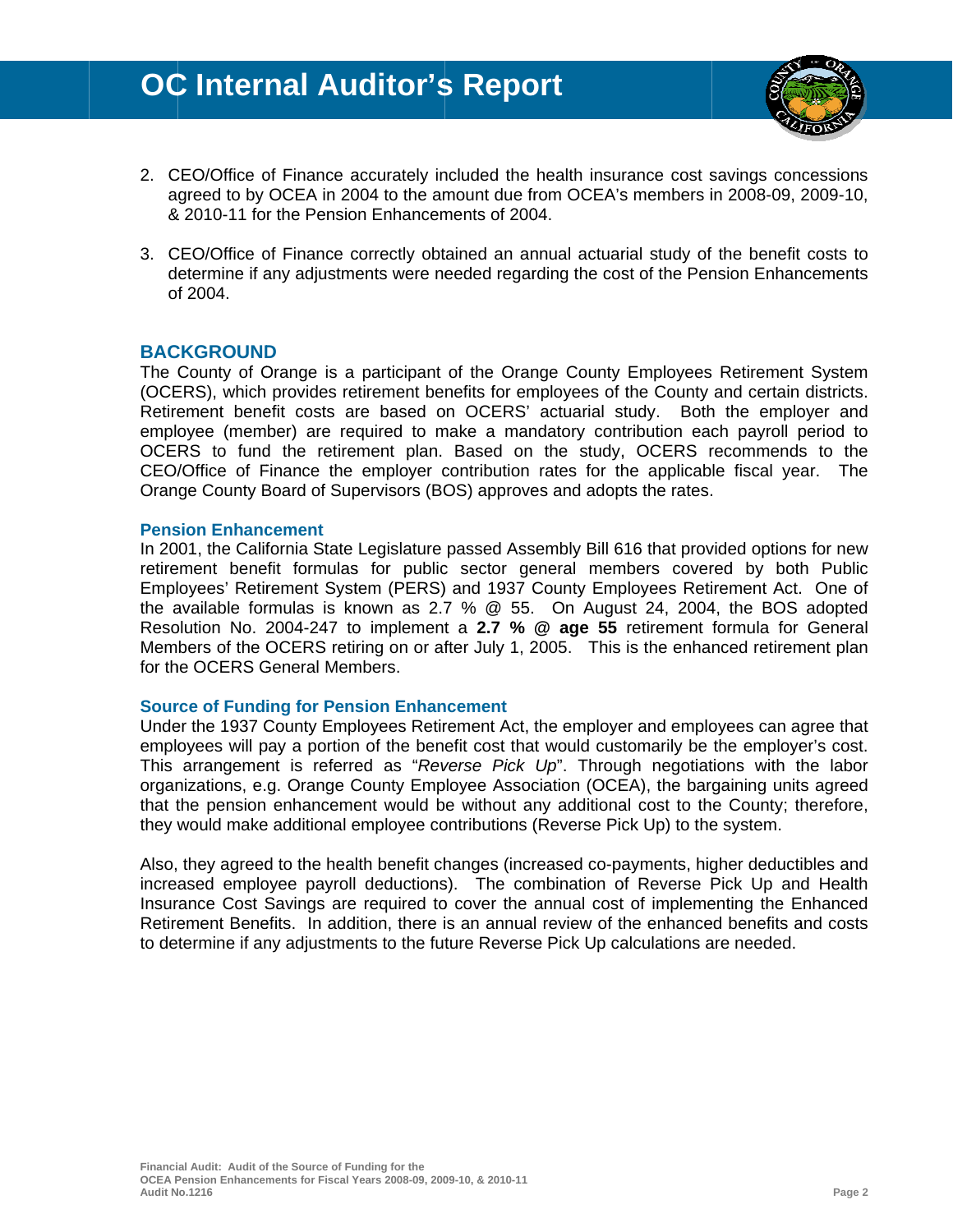2. CEO/Office of Finance accurately included the health insurance cost savings concessions agreed to by OCEA in 2004 to the amount due from OCEA's members in 2008-09, 2009-10, & 2010-11 for the Pension Enhancements of 2004.

3. CEO/Office of Finance correctly obtained an annual actuarial study of the benefit costs to determine if any adjustments were needed regarding the cost of the Pension Enhancements of 2004.

## BACKGROUND

The County of Orange is a participant of the Orange County Employees Retirement System (OCERS), which provides retirement benefits for employees of the County and certain districts. Retirement benefit costs are based on OCERS' actuarial study. Both the employer and employee (member) are required to make a mandatory contribution each payroll period to OCERS to fund the retirement plan. Based on the study, OCERS recommends to the CEO/Office of Finance the employer contribution rates for the applicable fiscal year. The Orange County Board of Supervisors (BOS) approves and adopts the rates.

### Pension Enhancement

In 2001, the California State Legislature passed Assembly Bill 616 that provided options for new retirement benefit formulas for public sector general members covered by both Public Employees' Retirement System (PERS) and 1937 County Employees Retirement Act. One of the available formulas is known as 2.7 % @ 55. On August 24, 2004, the BOS adopted Resolution No. 2004-247 to implement a **2.7 % @ age 55** retirement formula for General Members of the OCERS retiring on or after July 1, 2005. This is the enhanced retirement plan for the OCERS General Members.

### Source of Funding for Pension Enhancement

Under the 1937 County Employees Retirement Act, the employer and employees can agree that employees will pay a portion of the benefit cost that would customarily be the employer's cost. This arrangement is referred as "*Reverse Pick Up*". Through negotiations with the labor organizations, e.g. Orange County Employee Association (OCEA), the bargaining units agreed that the pension enhancement would be without any additional cost to the County; therefore, they would make additional employee contributions (Reverse Pick Up) to the system.

Also, they agreed to the health benefit changes (increased co-payments, higher deductibles and increased employee payroll deductions). The combination of Reverse Pick Up and Health Insurance Cost Savings are required to cover the annual cost of implementing the Enhanced Retirement Benefits. In addition, there is an annual review of the enhanced benefits and costs to determine if any adjustments to the future Reverse Pick Up calculations are needed.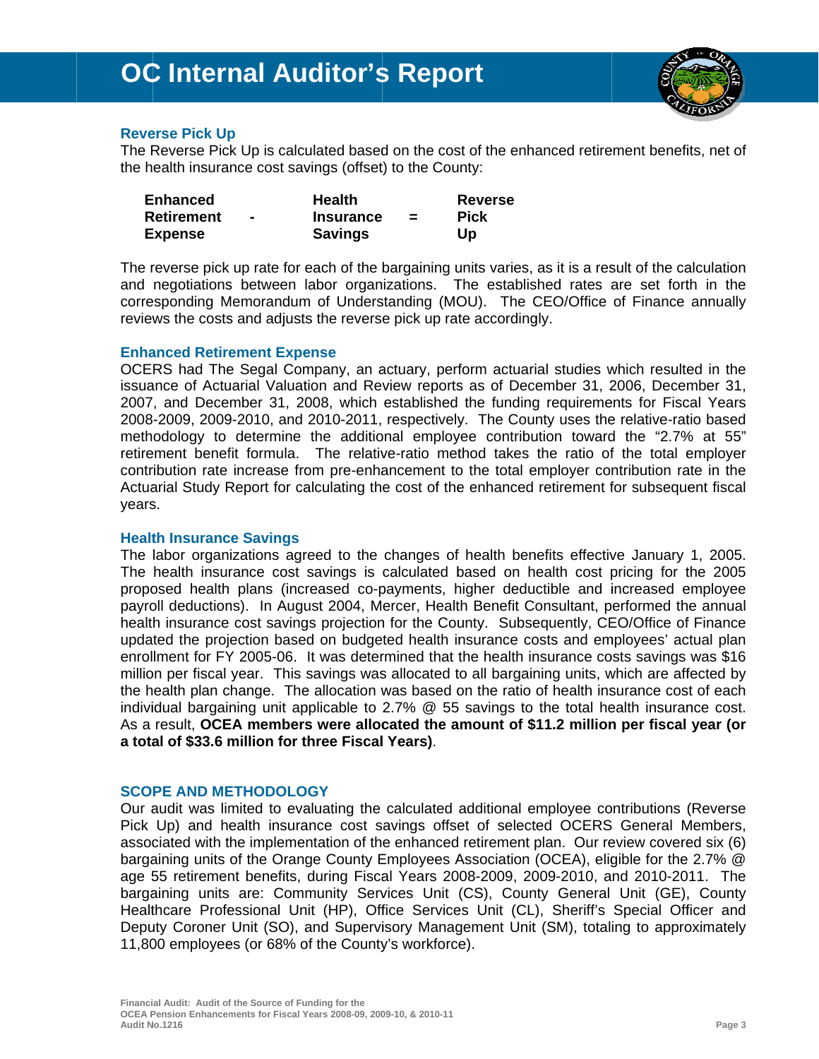### Reverse Pick Up

The Reverse Pick Up is calculated based on the cost of the enhanced retirement benefits, net of the health insurance cost savings (offset) to the County:

| Enhanced Retirement Expense | - | Health Insurance Savings | = | Reverse Pick Up |
|---|---|---|---|---|

The reverse pick up rate for each of the bargaining units varies, as it is a result of the calculation and negotiations between labor organizations. The established rates are set forth in the corresponding Memorandum of Understanding (MOU). The CEO/Office of Finance annually reviews the costs and adjusts the reverse pick up rate accordingly.

### Enhanced Retirement Expense

OCERS had The Segal Company, an actuary, perform actuarial studies which resulted in the issuance of Actuarial Valuation and Review reports as of December 31, 2006, December 31, 2007, and December 31, 2008, which established the funding requirements for Fiscal Years 2008-2009, 2009-2010, and 2010-2011, respectively. The County uses the relative-ratio based methodology to determine the additional employee contribution toward the "2.7% at 55" retirement benefit formula. The relative-ratio method takes the ratio of the total employer contribution rate increase from pre-enhancement to the total employer contribution rate in the Actuarial Study Report for calculating the cost of the enhanced retirement for subsequent fiscal years.

### Health Insurance Savings

The labor organizations agreed to the changes of health benefits effective January 1, 2005. The health insurance cost savings is calculated based on health cost pricing for the 2005 proposed health plans (increased co-payments, higher deductible and increased employee payroll deductions). In August 2004, Mercer, Health Benefit Consultant, performed the annual health insurance cost savings projection for the County. Subsequently, CEO/Office of Finance updated the projection based on budgeted health insurance costs and employees' actual plan enrollment for FY 2005-06. It was determined that the health insurance costs savings was $16 million per fiscal year. This savings was allocated to all bargaining units, which are affected by the health plan change. The allocation was based on the ratio of health insurance cost of each individual bargaining unit applicable to 2.7% @ 55 savings to the total health insurance cost. As a result, **OCEA members were allocated the amount of $11.2 million per fiscal year (or a total of $33.6 million for three Fiscal Years)**.

## SCOPE AND METHODOLOGY

Our audit was limited to evaluating the calculated additional employee contributions (Reverse Pick Up) and health insurance cost savings offset of selected OCERS General Members, associated with the implementation of the enhanced retirement plan. Our review covered six (6) bargaining units of the Orange County Employees Association (OCEA), eligible for the 2.7% @ age 55 retirement benefits, during Fiscal Years 2008-2009, 2009-2010, and 2010-2011. The bargaining units are: Community Services Unit (CS), County General Unit (GE), County Healthcare Professional Unit (HP), Office Services Unit (CL), Sheriff's Special Officer and Deputy Coroner Unit (SO), and Supervisory Management Unit (SM), totaling to approximately 11,800 employees (or 68% of the County's workforce).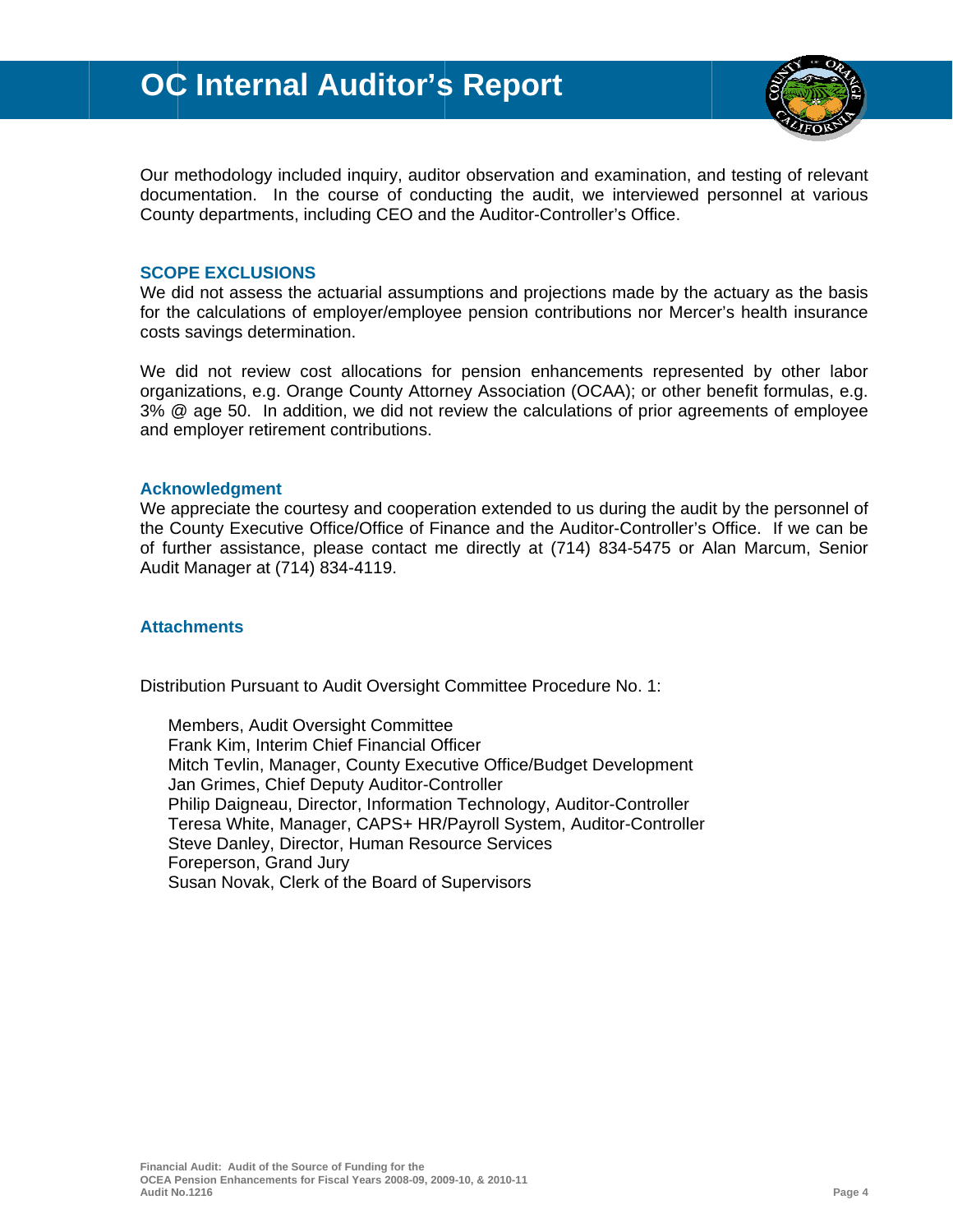Our methodology included inquiry, auditor observation and examination, and testing of relevant documentation. In the course of conducting the audit, we interviewed personnel at various County departments, including CEO and the Auditor-Controller's Office.

### SCOPE EXCLUSIONS

We did not assess the actuarial assumptions and projections made by the actuary as the basis for the calculations of employer/employee pension contributions nor Mercer's health insurance costs savings determination.

We did not review cost allocations for pension enhancements represented by other labor organizations, e.g. Orange County Attorney Association (OCAA); or other benefit formulas, e.g. 3% @ age 50. In addition, we did not review the calculations of prior agreements of employee and employer retirement contributions.

### Acknowledgment

We appreciate the courtesy and cooperation extended to us during the audit by the personnel of the County Executive Office/Office of Finance and the Auditor-Controller's Office. If we can be of further assistance, please contact me directly at (714) 834-5475 or Alan Marcum, Senior Audit Manager at (714) 834-4119.

### Attachments

Distribution Pursuant to Audit Oversight Committee Procedure No. 1:

Members, Audit Oversight Committee
Frank Kim, Interim Chief Financial Officer
Mitch Tevlin, Manager, County Executive Office/Budget Development
Jan Grimes, Chief Deputy Auditor-Controller
Philip Daigneau, Director, Information Technology, Auditor-Controller
Teresa White, Manager, CAPS+ HR/Payroll System, Auditor-Controller
Steve Danley, Director, Human Resource Services
Foreperson, Grand Jury
Susan Novak, Clerk of the Board of Supervisors